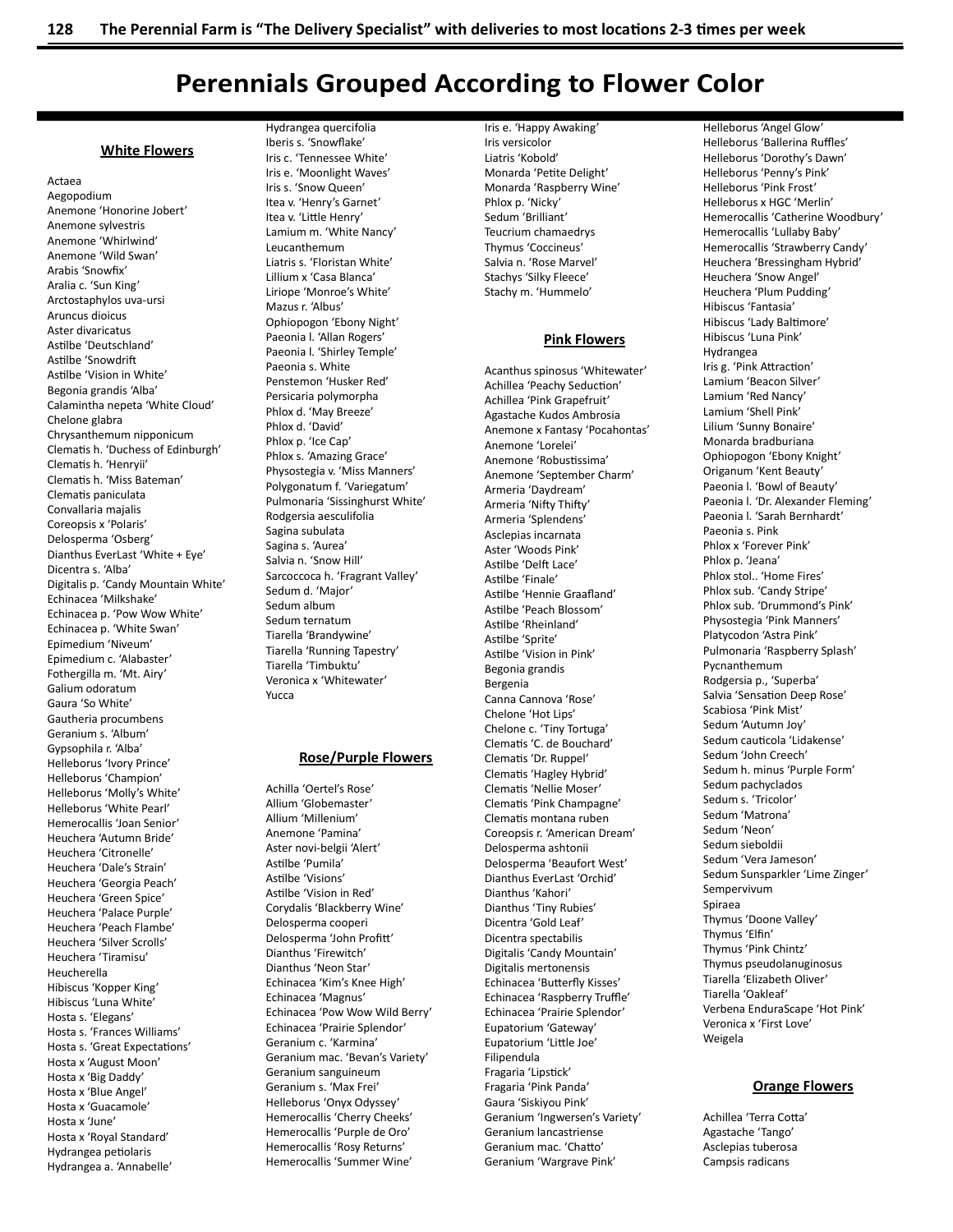# Perennials Grouped According to Flower Color

## White Flowers

Actaea
Aegopodium
Anemone 'Honorine Jobert'
Anemone sylvestris
Anemone 'Whirlwind'
Anemone 'Wild Swan'
Arabis 'Snowfix'
Aralia c. 'Sun King'
Arctostaphylos uva-ursi
Aruncus dioicus
Aster divaricatus
Astilbe 'Deutschland'
Astilbe 'Snowdrift'
Astilbe 'Vision in White'
Begonia grandis 'Alba'
Calamintha nepeta 'White Cloud'
Chelone glabra
Chrysanthemum nipponicum
Clematis h. 'Duchess of Edinburgh'
Clematis h. 'Henryii'
Clematis h. 'Miss Bateman'
Clematis paniculata
Convallaria majalis
Coreopsis x 'Polaris'
Delosperma 'Osberg'
Dianthus EverLast 'White + Eye'
Dicentra s. 'Alba'
Digitalis p. 'Candy Mountain White'
Echinacea 'Milkshake'
Echinacea p. 'Pow Wow White'
Echinacea p. 'White Swan'
Epimedium 'Niveum'
Epimedium c. 'Alabaster'
Fothergilla m. 'Mt. Airy'
Galium odoratum
Gaura 'So White'
Gautheria procumbens
Geranium s. 'Album'
Gypsophila r. 'Alba'
Helleborus 'Ivory Prince'
Helleborus 'Champion'
Helleborus 'Molly's White'
Helleborus 'White Pearl'
Hemerocallis 'Joan Senior'
Heuchera 'Autumn Bride'
Heuchera 'Citronelle'
Heuchera 'Dale's Strain'
Heuchera 'Georgia Peach'
Heuchera 'Green Spice'
Heuchera 'Palace Purple'
Heuchera 'Peach Flambe'
Heuchera 'Silver Scrolls'
Heuchera 'Tiramisu'
Heucherella
Hibiscus 'Kopper King'
Hibiscus 'Luna White'
Hosta s. 'Elegans'
Hosta s. 'Frances Williams'
Hosta s. 'Great Expectations'
Hosta x 'August Moon'
Hosta x 'Big Daddy'
Hosta x 'Blue Angel'
Hosta x 'Guacamole'
Hosta x 'June'
Hosta x 'Royal Standard'
Hydrangea petiolaris
Hydrangea a. 'Annabelle'
Hydrangea quercifolia
Iberis s. 'Snowflake'
Iris c. 'Tennessee White'
Iris e. 'Moonlight Waves'
Iris s. 'Snow Queen'
Itea v. 'Henry's Garnet'
Itea v. 'Little Henry'
Lamium m. 'White Nancy'
Leucanthemum
Liatris s. 'Floristan White'
Lillium x 'Casa Blanca'
Liriope 'Monroe's White'
Mazus r. 'Albus'
Ophiopogon 'Ebony Night'
Paeonia l. 'Allan Rogers'
Paeonia l. 'Shirley Temple'
Paeonia s. White
Penstemon 'Husker Red'
Persicaria polymorpha
Phlox d. 'May Breeze'
Phlox d. 'David'
Phlox p. 'Ice Cap'
Phlox s. 'Amazing Grace'
Physostegia v. 'Miss Manners'
Polygonatum f. 'Variegatum'
Pulmonaria 'Sissinghurst White'
Rodgersia aesculifolia
Sagina subulata
Sagina s. 'Aurea'
Salvia n. 'Snow Hill'
Sarcoccoca h. 'Fragrant Valley'
Sedum d. 'Major'
Sedum album
Sedum ternatum
Tiarella 'Brandywine'
Tiarella 'Running Tapestry'
Tiarella 'Timbuktu'
Veronica x 'Whitewater'
Yucca

## Rose/Purple Flowers

Achilla 'Oertel's Rose'
Allium 'Globemaster'
Allium 'Millenium'
Anemone 'Pamina'
Aster novi-belgii 'Alert'
Astilbe 'Pumila'
Astilbe 'Visions'
Astilbe 'Vision in Red'
Corydalis 'Blackberry Wine'
Delosperma cooperi
Delosperma 'John Profitt'
Dianthus 'Firewitch'
Dianthus 'Neon Star'
Echinacea 'Kim's Knee High'
Echinacea 'Magnus'
Echinacea 'Pow Wow Wild Berry'
Echinacea 'Prairie Splendor'
Geranium c. 'Karmina'
Geranium mac. 'Bevan's Variety'
Geranium sanguineum
Geranium s. 'Max Frei'
Helleborus 'Onyx Odyssey'
Hemerocallis 'Cherry Cheeks'
Hemerocallis 'Purple de Oro'
Hemerocallis 'Rosy Returns'
Hemerocallis 'Summer Wine'
Iris e. 'Happy Awaking'
Iris versicolor
Liatris 'Kobold'
Monarda 'Petite Delight'
Monarda 'Raspberry Wine'
Phlox p. 'Nicky'
Sedum 'Brilliant'
Teucrium chamaedrys
Thymus 'Coccineus'
Salvia n. 'Rose Marvel'
Stachys 'Silky Fleece'
Stachy m. 'Hummelo'

## Pink Flowers

Acanthus spinosus 'Whitewater'
Achillea 'Peachy Seduction'
Achillea 'Pink Grapefruit'
Agastache Kudos Ambrosia
Anemone x Fantasy 'Pocahontas'
Anemone 'Lorelei'
Anemone 'Robustissima'
Anemone 'September Charm'
Armeria 'Daydream'
Armeria 'Nifty Thifty'
Armeria 'Splendens'
Asclepias incarnata
Aster 'Woods Pink'
Astilbe 'Delft Lace'
Astilbe 'Finale'
Astilbe 'Hennie Graafland'
Astilbe 'Peach Blossom'
Astilbe 'Rheinland'
Astilbe 'Sprite'
Astilbe 'Vision in Pink'
Begonia grandis
Bergenia
Canna Cannova 'Rose'
Chelone 'Hot Lips'
Chelone c. 'Tiny Tortuga'
Clematis 'C. de Bouchard'
Clematis 'Dr. Ruppel'
Clematis 'Hagley Hybrid'
Clematis 'Nellie Moser'
Clematis 'Pink Champagne'
Clematis montana ruben
Coreopsis r. 'American Dream'
Delosperma ashtonii
Delosperma 'Beaufort West'
Dianthus EverLast 'Orchid'
Dianthus 'Kahori'
Dianthus 'Tiny Rubies'
Dicentra 'Gold Leaf'
Dicentra spectabilis
Digitalis 'Candy Mountain'
Digitalis mertonensis
Echinacea 'Butterfly Kisses'
Echinacea 'Raspberry Truffle'
Echinacea 'Prairie Splendor'
Eupatorium 'Gateway'
Eupatorium 'Little Joe'
Filipendula
Fragaria 'Lipstick'
Fragaria 'Pink Panda'
Gaura 'Siskiyou Pink'
Geranium 'Ingwersen's Variety'
Geranium lancastriense
Geranium mac. 'Chatto'
Geranium 'Wargrave Pink'
Helleborus 'Angel Glow'
Helleborus 'Ballerina Ruffles'
Helleborus 'Dorothy's Dawn'
Helleborus 'Penny's Pink'
Helleborus 'Pink Frost'
Helleborus x HGC 'Merlin'
Hemerocallis 'Catherine Woodbury'
Hemerocallis 'Lullaby Baby'
Hemerocallis 'Strawberry Candy'
Heuchera 'Bressingham Hybrid'
Heuchera 'Snow Angel'
Heuchera 'Plum Pudding'
Hibiscus 'Fantasia'
Hibiscus 'Lady Baltimore'
Hibiscus 'Luna Pink'
Hydrangea
Iris g. 'Pink Attraction'
Lamium 'Beacon Silver'
Lamium 'Red Nancy'
Lamium 'Shell Pink'
Lilium 'Sunny Bonaire'
Monarda bradburiana
Ophiopogon 'Ebony Knight'
Origanum 'Kent Beauty'
Paeonia l. 'Bowl of Beauty'
Paeonia l. 'Dr. Alexander Fleming'
Paeonia l. 'Sarah Bernhardt'
Paeonia s. Pink
Phlox x 'Forever Pink'
Phlox p. 'Jeana'
Phlox stol.. 'Home Fires'
Phlox sub. 'Candy Stripe'
Phlox sub. 'Drummond's Pink'
Physostegia 'Pink Manners'
Platycodon 'Astra Pink'
Pulmonaria 'Raspberry Splash'
Pycnanthemum
Rodgersia p., 'Superba'
Salvia 'Sensation Deep Rose'
Scabiosa 'Pink Mist'
Sedum 'Autumn Joy'
Sedum cauticola 'Lidakense'
Sedum 'John Creech'
Sedum h. minus 'Purple Form'
Sedum pachyclados
Sedum s. 'Tricolor'
Sedum 'Matrona'
Sedum 'Neon'
Sedum sieboldii
Sedum 'Vera Jameson'
Sedum Sunsparkler 'Lime Zinger'
Sempervivum
Spiraea
Thymus 'Doone Valley'
Thymus 'Elfin'
Thymus 'Pink Chintz'
Thymus pseudolanuginosus
Tiarella 'Elizabeth Oliver'
Tiarella 'Oakleaf'
Verbena EnduraScape 'Hot Pink'
Veronica x 'First Love'
Weigela

## Orange Flowers

Achillea 'Terra Cotta'
Agastache 'Tango'
Asclepias tuberosa
Campsis radicans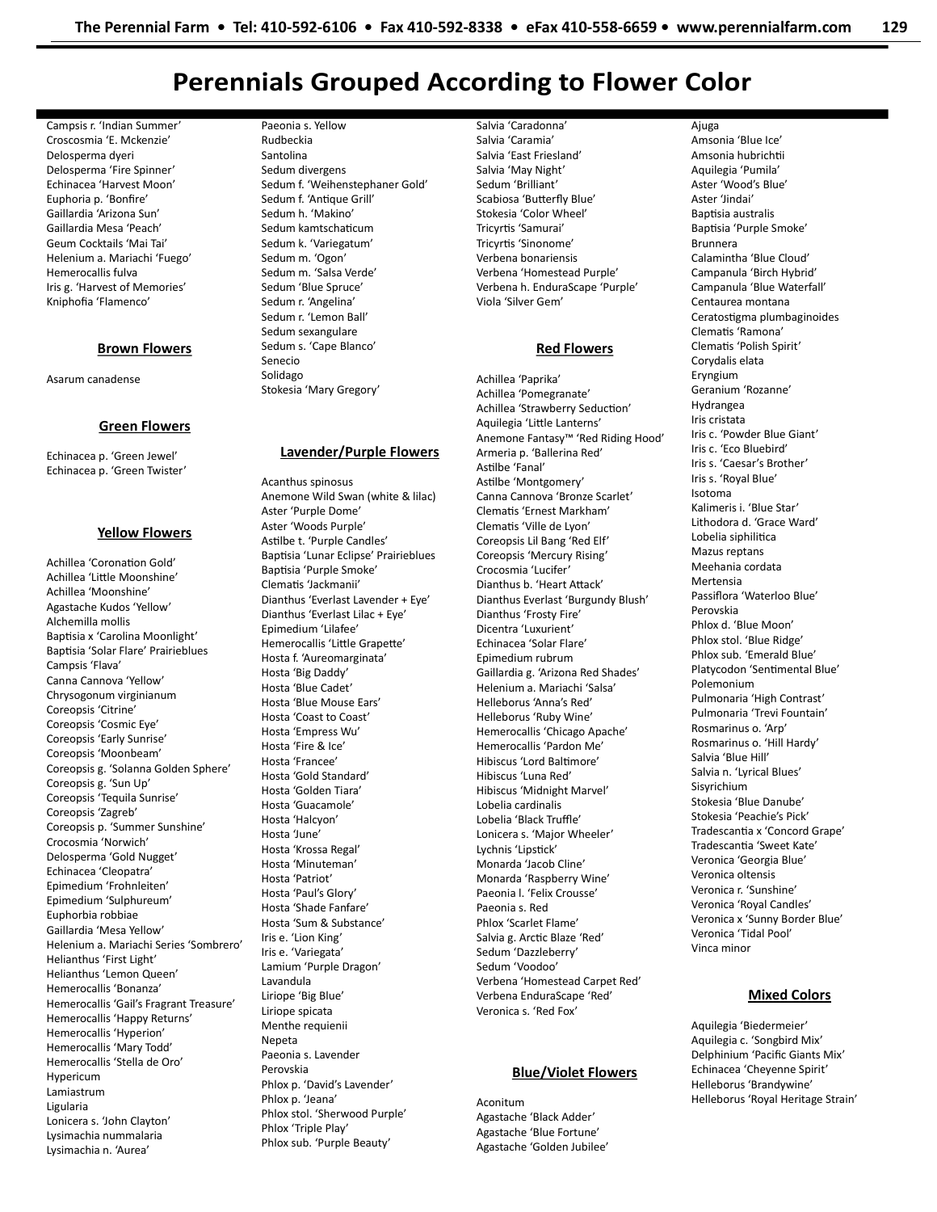# Perennials Grouped According to Flower Color

Campsis r. 'Indian Summer'
Croscosmia 'E. Mckenzie'
Delosperma dyeri
Delosperma 'Fire Spinner'
Echinacea 'Harvest Moon'
Euphoria p. 'Bonfire'
Gaillardia 'Arizona Sun'
Gaillardia Mesa 'Peach'
Geum Cocktails 'Mai Tai'
Helenium a. Mariachi 'Fuego'
Hemerocallis fulva
Iris g. 'Harvest of Memories'
Kniphofia 'Flamenco'

## Brown Flowers

Asarum canadense

## Green Flowers

Echinacea p. 'Green Jewel'
Echinacea p. 'Green Twister'

## Yellow Flowers

Achillea 'Coronation Gold'
Achillea 'Little Moonshine'
Achillea 'Moonshine'
Agastache Kudos 'Yellow'
Alchemilla mollis
Baptisia x 'Carolina Moonlight'
Baptisia 'Solar Flare' Prairieblues
Campsis 'Flava'
Canna Cannova 'Yellow'
Chrysogonum virginianum
Coreopsis 'Citrine'
Coreopsis 'Cosmic Eye'
Coreopsis 'Early Sunrise'
Coreopsis 'Moonbeam'
Coreopsis g. 'Solanna Golden Sphere'
Coreopsis g. 'Sun Up'
Coreopsis 'Tequila Sunrise'
Coreopsis 'Zagreb'
Coreopsis p. 'Summer Sunshine'
Crocosmia 'Norwich'
Delosperma 'Gold Nugget'
Echinacea 'Cleopatra'
Epimedium 'Frohnleiten'
Epimedium 'Sulphureum'
Euphorbia robbiae
Gaillardia 'Mesa Yellow'
Helenium a. Mariachi Series 'Sombrero'
Helianthus 'First Light'
Helianthus 'Lemon Queen'
Hemerocallis 'Bonanza'
Hemerocallis 'Gail's Fragrant Treasure'
Hemerocallis 'Happy Returns'
Hemerocallis 'Hyperion'
Hemerocallis 'Mary Todd'
Hemerocallis 'Stella de Oro'
Hypericum
Lamiastrum
Ligularia
Lonicera s. 'John Clayton'
Lysimachia nummalaria
Lysimachia n. 'Aurea'
Paeonia s. Yellow
Rudbeckia
Santolina
Sedum divergens
Sedum f. 'Weihenstephaner Gold'
Sedum f. 'Antique Grill'
Sedum h. 'Makino'
Sedum kamtschaticum
Sedum k. 'Variegatum'
Sedum m. 'Ogon'
Sedum m. 'Salsa Verde'
Sedum 'Blue Spruce'
Sedum r. 'Angelina'
Sedum r. 'Lemon Ball'
Sedum sexangulare
Sedum s. 'Cape Blanco'
Senecio
Solidago
Stokesia 'Mary Gregory'

## Lavender/Purple Flowers

Acanthus spinosus
Anemone Wild Swan (white & lilac)
Aster 'Purple Dome'
Aster 'Woods Purple'
Astilbe t. 'Purple Candles'
Baptisia 'Lunar Eclipse' Prairieblues
Baptisia 'Purple Smoke'
Clematis 'Jackmanii'
Dianthus 'Everlast Lavender + Eye'
Dianthus 'Everlast Lilac + Eye'
Epimedium 'Lilafee'
Hemerocallis 'Little Grapette'
Hosta f. 'Aureomarginata'
Hosta 'Big Daddy'
Hosta 'Blue Cadet'
Hosta 'Blue Mouse Ears'
Hosta 'Coast to Coast'
Hosta 'Empress Wu'
Hosta 'Fire & Ice'
Hosta 'Francee'
Hosta 'Gold Standard'
Hosta 'Golden Tiara'
Hosta 'Guacamole'
Hosta 'Halcyon'
Hosta 'June'
Hosta 'Krossa Regal'
Hosta 'Minuteman'
Hosta 'Patriot'
Hosta 'Paul's Glory'
Hosta 'Shade Fanfare'
Hosta 'Sum & Substance'
Iris e. 'Lion King'
Iris e. 'Variegata'
Lamium 'Purple Dragon'
Lavandula
Liriope 'Big Blue'
Liriope spicata
Menthe requienii
Nepeta
Paeonia s. Lavender
Perovskia
Phlox p. 'David's Lavender'
Phlox p. 'Jeana'
Phlox stol. 'Sherwood Purple'
Phlox 'Triple Play'
Phlox sub. 'Purple Beauty'
Salvia 'Caradonna'
Salvia 'Caramia'
Salvia 'East Friesland'
Salvia 'May Night'
Sedum 'Brilliant'
Scabiosa 'Butterfly Blue'
Stokesia 'Color Wheel'
Tricyrtis 'Samurai'
Tricyrtis 'Sinonome'
Verbena bonariensis
Verbena 'Homestead Purple'
Verbena h. EnduraScape 'Purple'
Viola 'Silver Gem'

## Red Flowers

Achillea 'Paprika'
Achillea 'Pomegranate'
Achillea 'Strawberry Seduction'
Aquilegia 'Little Lanterns'
Anemone Fantasy™ 'Red Riding Hood'
Armeria p. 'Ballerina Red'
Astilbe 'Fanal'
Astilbe 'Montgomery'
Canna Cannova 'Bronze Scarlet'
Clematis 'Ernest Markham'
Clematis 'Ville de Lyon'
Coreopsis Lil Bang 'Red Elf'
Coreopsis 'Mercury Rising'
Crocosmia 'Lucifer'
Dianthus b. 'Heart Attack'
Dianthus Everlast 'Burgundy Blush'
Dianthus 'Frosty Fire'
Dicentra 'Luxurient'
Echinacea 'Solar Flare'
Epimedium rubrum
Gaillardia g. 'Arizona Red Shades'
Helenium a. Mariachi 'Salsa'
Helleborus 'Anna's Red'
Helleborus 'Ruby Wine'
Hemerocallis 'Chicago Apache'
Hemerocallis 'Pardon Me'
Hibiscus 'Lord Baltimore'
Hibiscus 'Luna Red'
Hibiscus 'Midnight Marvel'
Lobelia cardinalis
Lobelia 'Black Truffle'
Lonicera s. 'Major Wheeler'
Lychnis 'Lipstick'
Monarda 'Jacob Cline'
Monarda 'Raspberry Wine'
Paeonia l. 'Felix Crousse'
Paeonia s. Red
Phlox 'Scarlet Flame'
Salvia g. Arctic Blaze 'Red'
Sedum 'Dazzleberry'
Sedum 'Voodoo'
Verbena 'Homestead Carpet Red'
Verbena EnduraScape 'Red'
Veronica s. 'Red Fox'

## Blue/Violet Flowers

Aconitum
Agastache 'Black Adder'
Agastache 'Blue Fortune'
Agastache 'Golden Jubilee'
Ajuga
Amsonia 'Blue Ice'
Amsonia hubrichtii
Aquilegia 'Pumila'
Aster 'Wood's Blue'
Aster 'Jindai'
Baptisia australis
Baptisia 'Purple Smoke'
Brunnera
Calamintha 'Blue Cloud'
Campanula 'Birch Hybrid'
Campanula 'Blue Waterfall'
Centaurea montana
Ceratostigma plumbaginoides
Clematis 'Ramona'
Clematis 'Polish Spirit'
Corydalis elata
Eryngium
Geranium 'Rozanne'
Hydrangea
Iris cristata
Iris c. 'Powder Blue Giant'
Iris c. 'Eco Bluebird'
Iris s. 'Caesar's Brother'
Iris s. 'Royal Blue'
Isotoma
Kalimeris i. 'Blue Star'
Lithodora d. 'Grace Ward'
Lobelia siphilitica
Mazus reptans
Meehania cordata
Mertensia
Passiflora 'Waterloo Blue'
Perovskia
Phlox d. 'Blue Moon'
Phlox stol. 'Blue Ridge'
Phlox sub. 'Emerald Blue'
Platycodon 'Sentimental Blue'
Polemonium
Pulmonaria 'High Contrast'
Pulmonaria 'Trevi Fountain'
Rosmarinus o. 'Arp'
Rosmarinus o. 'Hill Hardy'
Salvia 'Blue Hill'
Salvia n. 'Lyrical Blues'
Sisyrichium
Stokesia 'Blue Danube'
Stokesia 'Peachie's Pick'
Tradescantia x 'Concord Grape'
Tradescantia 'Sweet Kate'
Veronica 'Georgia Blue'
Veronica oltensis
Veronica r. 'Sunshine'
Veronica 'Royal Candles'
Veronica x 'Sunny Border Blue'
Veronica 'Tidal Pool'
Vinca minor

## Mixed Colors

Aquilegia 'Biedermeier'
Aquilegia c. 'Songbird Mix'
Delphinium 'Pacific Giants Mix'
Echinacea 'Cheyenne Spirit'
Helleborus 'Brandywine'
Helleborus 'Royal Heritage Strain'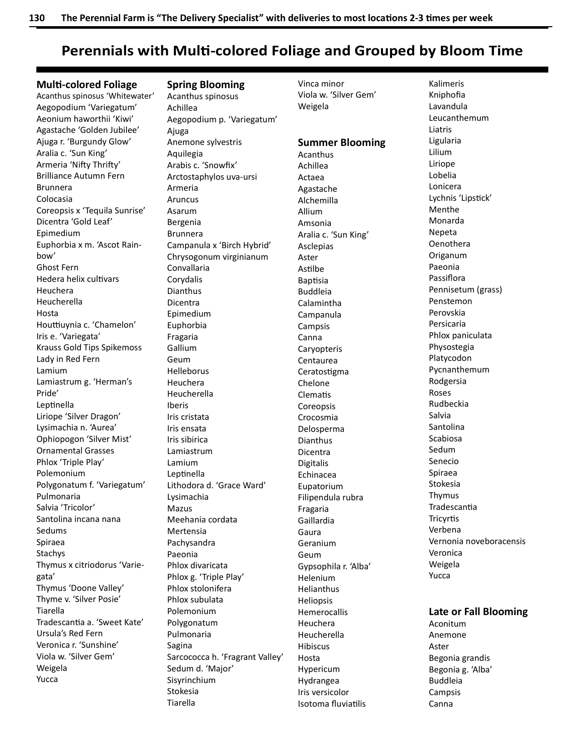# Perennials with Multi-colored Foliage and Grouped by Bloom Time

## Multi-colored Foliage

Acanthus spinosus 'Whitewater'
Aegopodium 'Variegatum'
Aeonium haworthii 'Kiwi'
Agastache 'Golden Jubilee'
Ajuga r. 'Burgundy Glow'
Aralia c. 'Sun King'
Armeria 'Nifty Thrifty'
Brilliance Autumn Fern
Brunnera
Colocasia
Coreopsis x 'Tequila Sunrise'
Dicentra 'Gold Leaf'
Epimedium
Euphorbia x m. 'Ascot Rainbow'
Ghost Fern
Hedera helix cultivars
Heuchera
Heucherella
Hosta
Houttiuynia c. 'Chamelon'
Iris e. 'Variegata'
Krauss Gold Tips Spikemoss
Lady in Red Fern
Lamium
Lamiastrum g. 'Herman's Pride'
Leptinella
Liriope 'Silver Dragon'
Lysimachia n. 'Aurea'
Ophiopogon 'Silver Mist'
Ornamental Grasses
Phlox 'Triple Play'
Polemonium
Polygonatum f. 'Variegatum'
Pulmonaria
Salvia 'Tricolor'
Santolina incana nana
Sedums
Spiraea
Stachys
Thymus x citriodorus 'Variegata'
Thymus 'Doone Valley'
Thyme v. 'Silver Posie'
Tiarella
Tradescantia a. 'Sweet Kate'
Ursula's Red Fern
Veronica r. 'Sunshine'
Viola w. 'Silver Gem'
Weigela
Yucca

## Spring Blooming

Acanthus spinosus
Achillea
Aegopodium p. 'Variegatum'
Ajuga
Anemone sylvestris
Aquilegia
Arabis c. 'Snowfix'
Arctostaphylos uva-ursi
Armeria
Aruncus
Asarum
Bergenia
Brunnera
Campanula x 'Birch Hybrid'
Chrysogonum virginianum
Convallaria
Corydalis
Dianthus
Dicentra
Epimedium
Euphorbia
Fragaria
Gallium
Geum
Helleborus
Heuchera
Heucherella
Iberis
Iris cristata
Iris ensata
Iris sibirica
Lamiastrum
Lamium
Leptinella
Lithodora d. 'Grace Ward'
Lysimachia
Mazus
Meehania cordata
Mertensia
Pachysandra
Paeonia
Phlox divaricata
Phlox g. 'Triple Play'
Phlox stolonifera
Phlox subulata
Polemonium
Polygonatum
Pulmonaria
Sagina
Sarcococca h. 'Fragrant Valley'
Sedum d. 'Major'
Sisyrinchium
Stokesia
Tiarella
Vinca minor
Viola w. 'Silver Gem'
Weigela

## Summer Blooming

Acanthus
Achillea
Actaea
Agastache
Alchemilla
Allium
Amsonia
Aralia c. 'Sun King'
Asclepias
Aster
Astilbe
Baptisia
Buddleia
Calamintha
Campanula
Campsis
Canna
Caryopteris
Centaurea
Ceratostigma
Chelone
Clematis
Coreopsis
Crocosmia
Delosperma
Dianthus
Dicentra
Digitalis
Echinacea
Eupatorium
Filipendula rubra
Fragaria
Gaillardia
Gaura
Geranium
Geum
Gypsophila r. 'Alba'
Helenium
Helianthus
Heliopsis
Hemerocallis
Heuchera
Heucherella
Hibiscus
Hosta
Hypericum
Hydrangea
Iris versicolor
Isotoma fluviatilis
Kalimeris
Kniphofia
Lavandula
Leucanthemum
Liatris
Ligularia
Lilium
Liriope
Lobelia
Lonicera
Lychnis 'Lipstick'
Menthe
Monarda
Nepeta
Oenothera
Origanum
Paeonia
Passiflora
Pennisetum (grass)
Penstemon
Perovskia
Persicaria
Phlox paniculata
Physostegia
Platycodon
Pycnanthemum
Rodgersia
Roses
Rudbeckia
Salvia
Santolina
Scabiosa
Sedum
Senecio
Spiraea
Stokesia
Thymus
Tradescantia
Tricyrtis
Verbena
Vernonia noveboracensis
Veronica
Weigela
Yucca

## Late or Fall Blooming

Aconitum
Anemone
Aster
Begonia grandis
Begonia g. 'Alba'
Buddleia
Campsis
Canna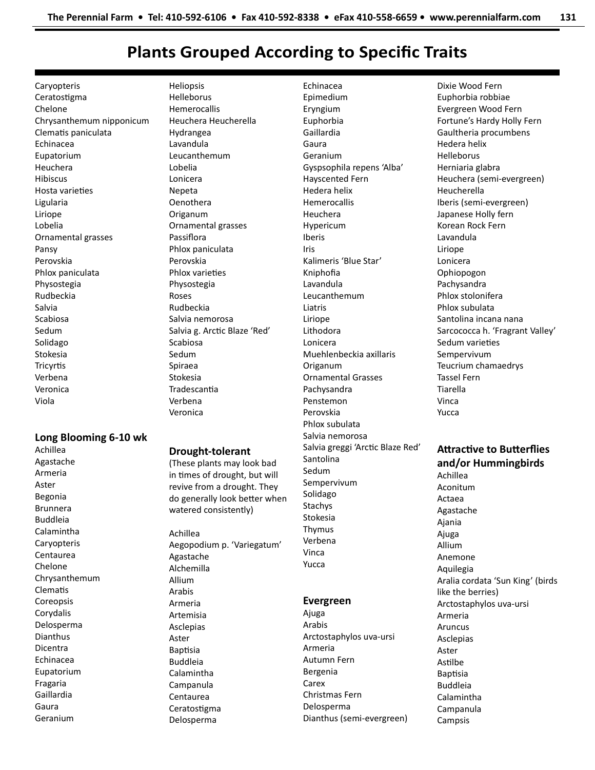# Plants Grouped According to Specific Traits

Caryopteris
Ceratostigma
Chelone
Chrysanthemum nipponicum
Clematis paniculata
Echinacea
Eupatorium
Heuchera
Hibiscus
Hosta varieties
Ligularia
Liriope
Lobelia
Ornamental grasses
Pansy
Perovskia
Phlox paniculata
Physostegia
Rudbeckia
Salvia
Scabiosa
Sedum
Solidago
Stokesia
Tricyrtis
Verbena
Veronica
Viola

### Long Blooming 6-10 wk

Achillea
Agastache
Armeria
Aster
Begonia
Brunnera
Buddleia
Calamintha
Caryopteris
Centaurea
Chelone
Chrysanthemum
Clematis
Coreopsis
Corydalis
Delosperma
Dianthus
Dicentra
Echinacea
Eupatorium
Fragaria
Gaillardia
Gaura
Geranium
Heliopsis
Helleborus
Hemerocallis
Heuchera Heucherella
Hydrangea
Lavandula
Leucanthemum
Lobelia
Lonicera
Nepeta
Oenothera
Origanum
Ornamental grasses
Passiflora
Phlox paniculata
Perovskia
Phlox varieties
Physostegia
Roses
Rudbeckia
Salvia nemorosa
Salvia g. Arctic Blaze 'Red'
Scabiosa
Sedum
Spiraea
Stokesia
Tradescantia
Verbena
Veronica

### Drought-tolerant

(These plants may look bad in times of drought, but will revive from a drought. They do generally look better when watered consistently)

Achillea
Aegopodium p. 'Variegatum'
Agastache
Alchemilla
Allium
Arabis
Armeria
Artemisia
Asclepias
Aster
Baptisia
Buddleia
Calamintha
Campanula
Centaurea
Ceratostigma
Delosperma
Echinacea
Epimedium
Eryngium
Euphorbia
Gaillardia
Gaura
Geranium
Gyspsophila repens 'Alba'
Hayscented Fern
Hedera helix
Hemerocallis
Heuchera
Hypericum
Iberis
Iris
Kalimeris 'Blue Star'
Kniphofia
Lavandula
Leucanthemum
Liatris
Liriope
Lithodora
Lonicera
Muehlenbeckia axillaris
Origanum
Ornamental Grasses
Pachysandra
Penstemon
Perovskia
Phlox subulata
Salvia nemorosa
Salvia greggi 'Arctic Blaze Red'
Santolina
Sedum
Sempervivum
Solidago
Stachys
Stokesia
Thymus
Verbena
Vinca
Yucca

### Evergreen

Ajuga
Arabis
Arctostaphylos uva-ursi
Armeria
Autumn Fern
Bergenia
Carex
Christmas Fern
Delosperma
Dianthus (semi-evergreen)
Dixie Wood Fern
Euphorbia robbiae
Evergreen Wood Fern
Fortune's Hardy Holly Fern
Gaultheria procumbens
Hedera helix
Helleborus
Herniaria glabra
Heuchera (semi-evergreen)
Heucherella
Iberis (semi-evergreen)
Japanese Holly fern
Korean Rock Fern
Lavandula
Liriope
Lonicera
Ophiopogon
Pachysandra
Phlox stolonifera
Phlox subulata
Santolina incana nana
Sarcococca h. 'Fragrant Valley'
Sedum varieties
Sempervivum
Teucrium chamaedrys
Tassel Fern
Tiarella
Vinca
Yucca

### Attractive to Butterflies and/or Hummingbirds

Achillea
Aconitum
Actaea
Agastache
Ajania
Ajuga
Allium
Anemone
Aquilegia
Aralia cordata 'Sun King' (birds like the berries)
Arctostaphylos uva-ursi
Armeria
Aruncus
Asclepias
Aster
Astilbe
Baptisia
Buddleia
Calamintha
Campanula
Campsis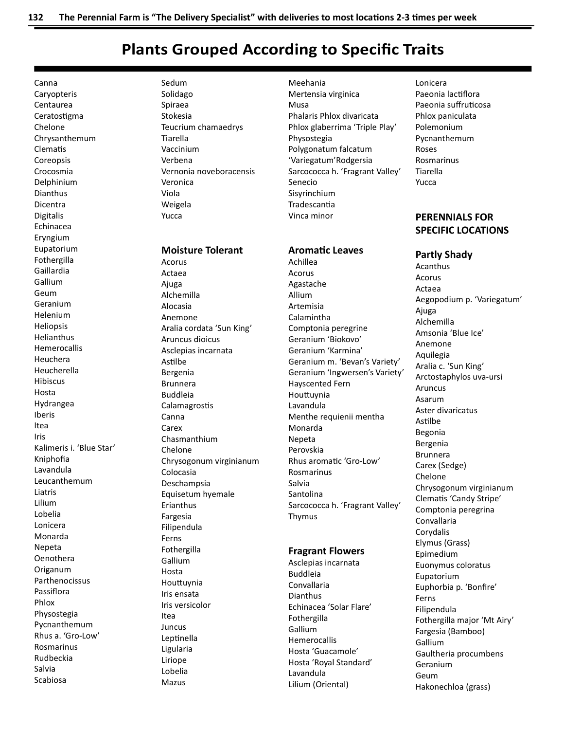# Plants Grouped According to Specific Traits

Canna
Caryopteris
Centaurea
Ceratostigma
Chelone
Chrysanthemum
Clematis
Coreopsis
Crocosmia
Delphinium
Dianthus
Dicentra
Digitalis
Echinacea
Eryngium
Eupatorium
Fothergilla
Gaillardia
Gallium
Geum
Geranium
Helenium
Heliopsis
Helianthus
Hemerocallis
Heuchera
Heucherella
Hibiscus
Hosta
Hydrangea
Iberis
Itea
Iris
Kalimeris i. 'Blue Star'
Kniphofia
Lavandula
Leucanthemum
Liatris
Lilium
Lobelia
Lonicera
Monarda
Nepeta
Oenothera
Origanum
Parthenocissus
Passiflora
Phlox
Physostegia
Pycnanthemum
Rhus a. 'Gro-Low'
Rosmarinus
Rudbeckia
Salvia
Scabiosa
Sedum
Solidago
Spiraea
Stokesia
Teucrium chamaedrys
Tiarella
Vaccinium
Verbena
Vernonia noveboracensis
Veronica
Viola
Weigela
Yucca

### Moisture Tolerant

Acorus
Actaea
Ajuga
Alchemilla
Alocasia
Anemone
Aralia cordata 'Sun King'
Aruncus dioicus
Asclepias incarnata
Astilbe
Bergenia
Brunnera
Buddleia
Calamagrostis
Canna
Carex
Chasmanthium
Chelone
Chrysogonum virginianum
Colocasia
Deschampsia
Equisetum hyemale
Erianthus
Fargesia
Filipendula
Ferns
Fothergilla
Gallium
Hosta
Houttuynia
Iris ensata
Iris versicolor
Itea
Juncus
Leptinella
Ligularia
Liriope
Lobelia
Mazus
Meehania
Mertensia virginica
Musa
Phalaris Phlox divaricata
Phlox glaberrima 'Triple Play'
Physostegia
Polygonatum falcatum 'Variegatum'Rodgersia
Sarcococca h. 'Fragrant Valley'
Senecio
Sisyrinchium
Tradescantia
Vinca minor

### Aromatic Leaves

Achillea
Acorus
Agastache
Allium
Artemisia
Calamintha
Comptonia peregrine
Geranium 'Biokovo'
Geranium 'Karmina'
Geranium m. 'Bevan's Variety'
Geranium 'Ingwersen's Variety'
Hayscented Fern
Houttuynia
Lavandula
Menthe requienii mentha
Monarda
Nepeta
Perovskia
Rhus aromatic 'Gro-Low'
Rosmarinus
Salvia
Santolina
Sarcococca h. 'Fragrant Valley'
Thymus

### Fragrant Flowers

Asclepias incarnata
Buddleia
Convallaria
Dianthus
Echinacea 'Solar Flare'
Fothergilla
Gallium
Hemerocallis
Hosta 'Guacamole'
Hosta 'Royal Standard'
Lavandula
Lilium (Oriental)
Lonicera
Paeonia lactiflora
Paeonia suffruticosa
Phlox paniculata
Polemonium
Pycnanthemum
Roses
Rosmarinus
Tiarella
Yucca

## PERENNIALS FOR SPECIFIC LOCATIONS

### Partly Shady

Acanthus
Acorus
Actaea
Aegopodium p. 'Variegatum'
Ajuga
Alchemilla
Amsonia 'Blue Ice'
Anemone
Aquilegia
Aralia c. 'Sun King'
Arctostaphylos uva-ursi
Aruncus
Asarum
Aster divaricatus
Astilbe
Begonia
Bergenia
Brunnera
Carex (Sedge)
Chelone
Chrysogonum virginianum
Clematis 'Candy Stripe'
Comptonia peregrina
Convallaria
Corydalis
Elymus (Grass)
Epimedium
Euonymus coloratus
Eupatorium
Euphorbia p. 'Bonfire'
Ferns
Filipendula
Fothergilla major 'Mt Airy'
Fargesia (Bamboo)
Gallium
Gaultheria procumbens
Geranium
Geum
Hakonechloa (grass)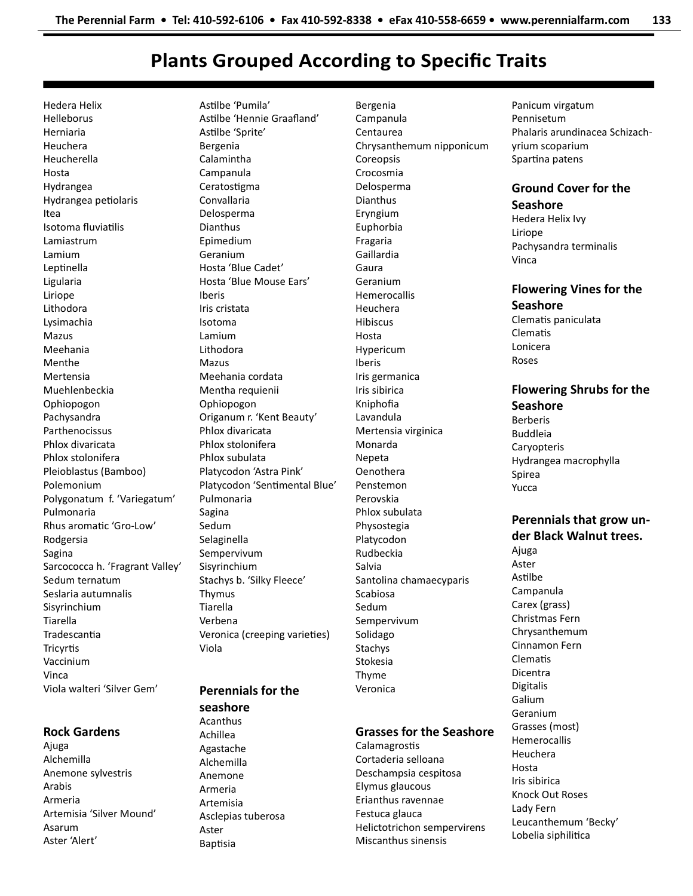# Plants Grouped According to Specific Traits

Hedera Helix
Helleborus
Herniaria
Heuchera
Heucherella
Hosta
Hydrangea
Hydrangea petiolaris
Itea
Isotoma fluviatilis
Lamiastrum
Lamium
Leptinella
Ligularia
Liriope
Lithodora
Lysimachia
Mazus
Meehania
Menthe
Mertensia
Muehlenbeckia
Ophiopogon
Pachysandra
Parthenocissus
Phlox divaricata
Phlox stolonifera
Pleioblastus (Bamboo)
Polemonium
Polygonatum f. 'Variegatum'
Pulmonaria
Rhus aromatic 'Gro-Low'
Rodgersia
Sagina
Sarcococca h. 'Fragrant Valley'
Sedum ternatum
Seslaria autumnalis
Sisyrinchium
Tiarella
Tradescantia
Tricyrtis
Vaccinium
Vinca
Viola walteri 'Silver Gem'

## Rock Gardens

Ajuga
Alchemilla
Anemone sylvestris
Arabis
Armeria
Artemisia 'Silver Mound'
Asarum
Aster 'Alert'
Astilbe 'Pumila'
Astilbe 'Hennie Graafland'
Astilbe 'Sprite'
Bergenia
Calamintha
Campanula
Ceratostigma
Convallaria
Delosperma
Dianthus
Epimedium
Geranium
Hosta 'Blue Cadet'
Hosta 'Blue Mouse Ears'
Iberis
Iris cristata
Isotoma
Lamium
Lithodora
Mazus
Meehania cordata
Mentha requienii
Ophiopogon
Origanum r. 'Kent Beauty'
Phlox divaricata
Phlox stolonifera
Phlox subulata
Platycodon 'Astra Pink'
Platycodon 'Sentimental Blue'
Pulmonaria
Sagina
Sedum
Selaginella
Sempervivum
Sisyrinchium
Stachys b. 'Silky Fleece'
Thymus
Tiarella
Verbena
Veronica (creeping varieties)
Viola

## Perennials for the seashore

Acanthus
Achillea
Agastache
Alchemilla
Anemone
Armeria
Artemisia
Asclepias tuberosa
Aster
Baptisia
Bergenia
Campanula
Centaurea
Chrysanthemum nipponicum
Coreopsis
Crocosmia
Delosperma
Dianthus
Eryngium
Euphorbia
Fragaria
Gaillardia
Gaura
Geranium
Hemerocallis
Heuchera
Hibiscus
Hosta
Hypericum
Iberis
Iris germanica
Iris sibirica
Kniphofia
Lavandula
Mertensia virginica
Monarda
Nepeta
Oenothera
Penstemon
Perovskia
Phlox subulata
Physostegia
Platycodon
Rudbeckia
Salvia
Santolina chamaecyparis
Scabiosa
Sedum
Sempervivum
Solidago
Stachys
Stokesia
Thyme
Veronica

## Grasses for the Seashore

Calamagrostis
Cortaderia selloana
Deschampsia cespitosa
Elymus glaucous
Erianthus ravennae
Festuca glauca
Helictotrichon sempervirens
Miscanthus sinensis
Panicum virgatum
Pennisetum
Phalaris arundinacea Schizachyrium scoparium
Spartina patens

## Ground Cover for the Seashore

Hedera Helix Ivy
Liriope
Pachysandra terminalis
Vinca

## Flowering Vines for the Seashore

Clematis paniculata
Clematis
Lonicera
Roses

## Flowering Shrubs for the Seashore

Berberis
Buddleia
Caryopteris
Hydrangea macrophylla
Spirea
Yucca

## Perennials that grow under Black Walnut trees.

Ajuga
Aster
Astilbe
Campanula
Carex (grass)
Christmas Fern
Chrysanthemum
Cinnamon Fern
Clematis
Dicentra
Digitalis
Galium
Geranium
Grasses (most)
Hemerocallis
Heuchera
Hosta
Iris sibirica
Knock Out Roses
Lady Fern
Leucanthemum 'Becky'
Lobelia siphilitica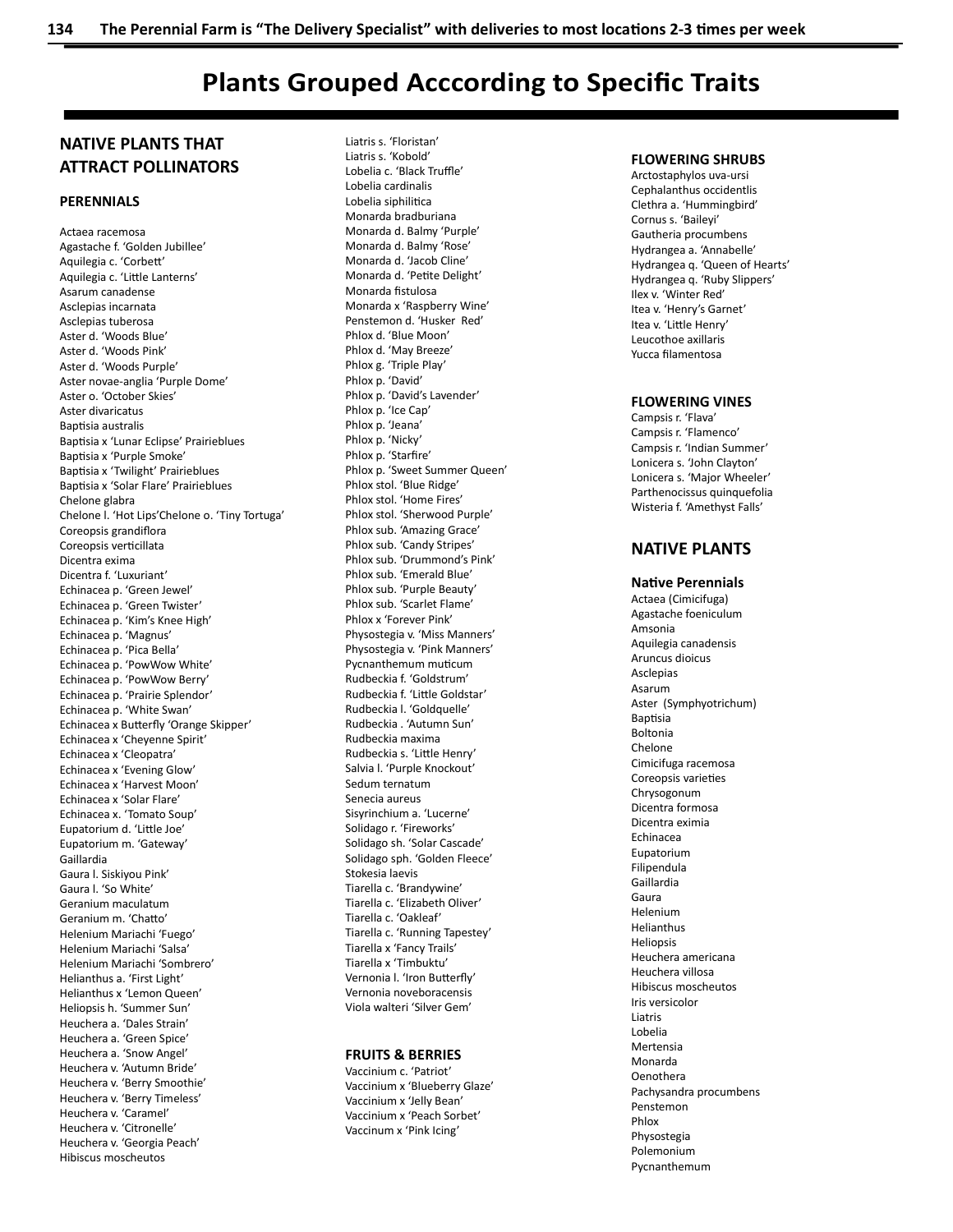# Plants Grouped Acccording to Specific Traits

## NATIVE PLANTS THAT ATTRACT POLLINATORS

### PERENNIALS

Actaea racemosa
Agastache f. 'Golden Jubillee'
Aquilegia c. 'Corbett'
Aquilegia c. 'Little Lanterns'
Asarum canadense
Asclepias incarnata
Asclepias tuberosa
Aster d. 'Woods Blue'
Aster d. 'Woods Pink'
Aster d. 'Woods Purple'
Aster novae-anglia 'Purple Dome'
Aster o. 'October Skies'
Aster divaricatus
Baptisia australis
Baptisia x 'Lunar Eclipse' Prairieblues
Baptisia x 'Purple Smoke'
Baptisia x 'Twilight' Prairieblues
Baptisia x 'Solar Flare' Prairieblues
Chelone glabra
Chelone l. 'Hot Lips'Chelone o. 'Tiny Tortuga'
Coreopsis grandiflora
Coreopsis verticillata
Dicentra exima
Dicentra f. 'Luxuriant'
Echinacea p. 'Green Jewel'
Echinacea p. 'Green Twister'
Echinacea p. 'Kim's Knee High'
Echinacea p. 'Magnus'
Echinacea p. 'Pica Bella'
Echinacea p. 'PowWow White'
Echinacea p. 'PowWow Berry'
Echinacea p. 'Prairie Splendor'
Echinacea p. 'White Swan'
Echinacea x Butterfly 'Orange Skipper'
Echinacea x 'Cheyenne Spirit'
Echinacea x 'Cleopatra'
Echinacea x 'Evening Glow'
Echinacea x 'Harvest Moon'
Echinacea x 'Solar Flare'
Echinacea x. 'Tomato Soup'
Eupatorium d. 'Little Joe'
Eupatorium m. 'Gateway'
Gaillardia
Gaura l. Siskiyou Pink'
Gaura l. 'So White'
Geranium maculatum
Geranium m. 'Chatto'
Helenium Mariachi 'Fuego'
Helenium Mariachi 'Salsa'
Helenium Mariachi 'Sombrero'
Helianthus a. 'First Light'
Helianthus x 'Lemon Queen'
Heliopsis h. 'Summer Sun'
Heuchera a. 'Dales Strain'
Heuchera a. 'Green Spice'
Heuchera a. 'Snow Angel'
Heuchera v. 'Autumn Bride'
Heuchera v. 'Berry Smoothie'
Heuchera v. 'Berry Timeless'
Heuchera v. 'Caramel'
Heuchera v. 'Citronelle'
Heuchera v. 'Georgia Peach'
Hibiscus moscheutos
Liatris s. 'Floristan'
Liatris s. 'Kobold'
Lobelia c. 'Black Truffle'
Lobelia cardinalis
Lobelia siphilitica
Monarda bradburiana
Monarda d. Balmy 'Purple'
Monarda d. Balmy 'Rose'
Monarda d. 'Jacob Cline'
Monarda d. 'Petite Delight'
Monarda fistulosa
Monarda x 'Raspberry Wine'
Penstemon d. 'Husker Red'
Phlox d. 'Blue Moon'
Phlox d. 'May Breeze'
Phlox g. 'Triple Play'
Phlox p. 'David'
Phlox p. 'David's Lavender'
Phlox p. 'Ice Cap'
Phlox p. 'Jeana'
Phlox p. 'Nicky'
Phlox p. 'Starfire'
Phlox p. 'Sweet Summer Queen'
Phlox stol. 'Blue Ridge'
Phlox stol. 'Home Fires'
Phlox stol. 'Sherwood Purple'
Phlox sub. 'Amazing Grace'
Phlox sub. 'Candy Stripes'
Phlox sub. 'Drummond's Pink'
Phlox sub. 'Emerald Blue'
Phlox sub. 'Purple Beauty'
Phlox sub. 'Scarlet Flame'
Phlox x 'Forever Pink'
Physostegia v. 'Miss Manners'
Physostegia v. 'Pink Manners'
Pycnanthemum muticum
Rudbeckia f. 'Goldstrum'
Rudbeckia f. 'Little Goldstar'
Rudbeckia l. 'Goldquelle'
Rudbeckia . 'Autumn Sun'
Rudbeckia maxima
Rudbeckia s. 'Little Henry'
Salvia l. 'Purple Knockout'
Sedum ternatum
Senecia aureus
Sisyrinchium a. 'Lucerne'
Solidago r. 'Fireworks'
Solidago sh. 'Solar Cascade'
Solidago sph. 'Golden Fleece'
Stokesia laevis
Tiarella c. 'Brandywine'
Tiarella c. 'Elizabeth Oliver'
Tiarella c. 'Oakleaf'
Tiarella c. 'Running Tapestey'
Tiarella x 'Fancy Trails'
Tiarella x 'Timbuktu'
Vernonia l. 'Iron Butterfly'
Vernonia noveboracensis
Viola walteri 'Silver Gem'

### FRUITS & BERRIES

Vaccinium c. 'Patriot'
Vaccinium x 'Blueberry Glaze'
Vaccinium x 'Jelly Bean'
Vaccinium x 'Peach Sorbet'
Vaccinum x 'Pink Icing'

### FLOWERING SHRUBS

Arctostaphylos uva-ursi
Cephalanthus occidentlis
Clethra a. 'Hummingbird'
Cornus s. 'Baileyi'
Gautheria procumbens
Hydrangea a. 'Annabelle'
Hydrangea q. 'Queen of Hearts'
Hydrangea q. 'Ruby Slippers'
Ilex v. 'Winter Red'
Itea v. 'Henry's Garnet'
Itea v. 'Little Henry'
Leucothoe axillaris
Yucca filamentosa

### FLOWERING VINES

Campsis r. 'Flava'
Campsis r. 'Flamenco'
Campsis r. 'Indian Summer'
Lonicera s. 'John Clayton'
Lonicera s. 'Major Wheeler'
Parthenocissus quinquefolia
Wisteria f. 'Amethyst Falls'

## NATIVE PLANTS

### Native Perennials

Actaea (Cimicifuga)
Agastache foeniculum
Amsonia
Aquilegia canadensis
Aruncus dioicus
Asclepias
Asarum
Aster (Symphyotrichum)
Baptisia
Boltonia
Chelone
Cimicifuga racemosa
Coreopsis varieties
Chrysogonum
Dicentra formosa
Dicentra eximia
Echinacea
Eupatorium
Filipendula
Gaillardia
Gaura
Helenium
Helianthus
Heliopsis
Heuchera americana
Heuchera villosa
Hibiscus moscheutos
Iris versicolor
Liatris
Lobelia
Mertensia
Monarda
Oenothera
Pachysandra procumbens
Penstemon
Phlox
Physostegia
Polemonium
Pycnanthemum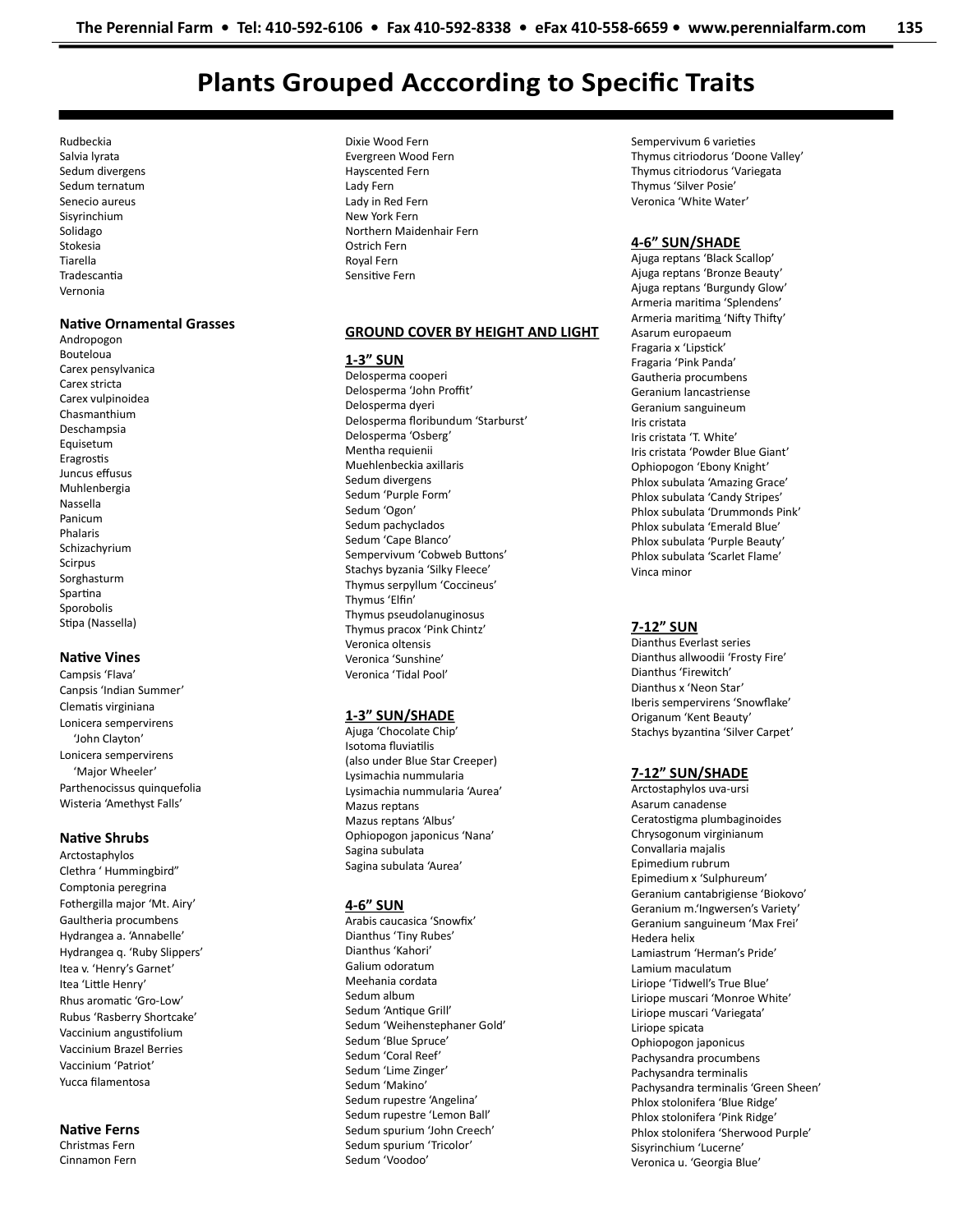# Plants Grouped Acccording to Specific Traits

Rudbeckia
Salvia lyrata
Sedum divergens
Sedum ternatum
Senecio aureus
Sisyrinchium
Solidago
Stokesia
Tiarella
Tradescantia
Vernonia

### Native Ornamental Grasses

Andropogon
Bouteloua
Carex pensylvanica
Carex stricta
Carex vulpinoidea
Chasmanthium
Deschampsia
Equisetum
Eragrostis
Juncus effusus
Muhlenbergia
Nassella
Panicum
Phalaris
Schizachyrium
Scirpus
Sorghasturm
Spartina
Sporobolis
Stipa (Nassella)

### Native Vines

Campsis 'Flava'
Canpsis 'Indian Summer'
Clematis virginiana
Lonicera sempervirens 'John Clayton'
Lonicera sempervirens 'Major Wheeler'
Parthenocissus quinquefolia
Wisteria 'Amethyst Falls'

### Native Shrubs

Arctostaphylos
Clethra ' Hummingbird"
Comptonia peregrina
Fothergilla major 'Mt. Airy'
Gaultheria procumbens
Hydrangea a. 'Annabelle'
Hydrangea q. 'Ruby Slippers'
Itea v. 'Henry's Garnet'
Itea 'Little Henry'
Rhus aromatic 'Gro-Low'
Rubus 'Rasberry Shortcake'
Vaccinium angustifolium
Vaccinium Brazel Berries
Vaccinium 'Patriot'
Yucca filamentosa

### Native Ferns

Christmas Fern
Cinnamon Fern
Dixie Wood Fern
Evergreen Wood Fern
Hayscented Fern
Lady Fern
Lady in Red Fern
New York Fern
Northern Maidenhair Fern
Ostrich Fern
Royal Fern
Sensitive Fern

## GROUND COVER BY HEIGHT AND LIGHT

### 1-3" SUN

Delosperma cooperi
Delosperma 'John Proffit'
Delosperma dyeri
Delosperma floribundum 'Starburst'
Delosperma 'Osberg'
Mentha requienii
Muehlenbeckia axillaris
Sedum divergens
Sedum 'Purple Form'
Sedum 'Ogon'
Sedum pachyclados
Sedum 'Cape Blanco'
Sempervivum 'Cobweb Buttons'
Stachys byzania 'Silky Fleece'
Thymus serpyllum 'Coccineus'
Thymus 'Elfin'
Thymus pseudolanuginosus
Thymus pracox 'Pink Chintz'
Veronica oltensis
Veronica 'Sunshine'
Veronica 'Tidal Pool'

### 1-3" SUN/SHADE

Ajuga 'Chocolate Chip'
Isotoma fluviatilis
(also under Blue Star Creeper)
Lysimachia nummularia
Lysimachia nummularia 'Aurea'
Mazus reptans
Mazus reptans 'Albus'
Ophiopogon japonicus 'Nana'
Sagina subulata
Sagina subulata 'Aurea'

### 4-6" SUN

Arabis caucasica 'Snowfix'
Dianthus 'Tiny Rubes'
Dianthus 'Kahori'
Galium odoratum
Meehania cordata
Sedum album
Sedum 'Antique Grill'
Sedum 'Weihenstephaner Gold'
Sedum 'Blue Spruce'
Sedum 'Coral Reef'
Sedum 'Lime Zinger'
Sedum 'Makino'
Sedum rupestre 'Angelina'
Sedum rupestre 'Lemon Ball'
Sedum spurium 'John Creech'
Sedum spurium 'Tricolor'
Sedum 'Voodoo'
Sempervivum 6 varieties
Thymus citriodorus 'Doone Valley'
Thymus citriodorus 'Variegata
Thymus 'Silver Posie'
Veronica 'White Water'

### 4-6" SUN/SHADE

Ajuga reptans 'Black Scallop'
Ajuga reptans 'Bronze Beauty'
Ajuga reptans 'Burgundy Glow'
Armeria maritima 'Splendens'
Armeria maritima 'Nifty Thifty'
Asarum europaeum
Fragaria x 'Lipstick'
Fragaria 'Pink Panda'
Gautheria procumbens
Geranium lancastriense
Geranium sanguineum
Iris cristata
Iris cristata 'T. White'
Iris cristata 'Powder Blue Giant'
Ophiopogon 'Ebony Knight'
Phlox subulata 'Amazing Grace'
Phlox subulata 'Candy Stripes'
Phlox subulata 'Drummonds Pink'
Phlox subulata 'Emerald Blue'
Phlox subulata 'Purple Beauty'
Phlox subulata 'Scarlet Flame'
Vinca minor

### 7-12" SUN

Dianthus Everlast series
Dianthus allwoodii 'Frosty Fire'
Dianthus 'Firewitch'
Dianthus x 'Neon Star'
Iberis sempervirens 'Snowflake'
Origanum 'Kent Beauty'
Stachys byzantina 'Silver Carpet'

### 7-12" SUN/SHADE

Arctostaphylos uva-ursi
Asarum canadense
Ceratostigma plumbaginoides
Chrysogonum virginianum
Convallaria majalis
Epimedium rubrum
Epimedium x 'Sulphureum'
Geranium cantabrigiense 'Biokovo'
Geranium m.'Ingwersen's Variety'
Geranium sanguineum 'Max Frei'
Hedera helix
Lamiastrum 'Herman's Pride'
Lamium maculatum
Liriope 'Tidwell's True Blue'
Liriope muscari 'Monroe White'
Liriope muscari 'Variegata'
Liriope spicata
Ophiopogon japonicus
Pachysandra procumbens
Pachysandra terminalis
Pachysandra terminalis 'Green Sheen'
Phlox stolonifera 'Blue Ridge'
Phlox stolonifera 'Pink Ridge'
Phlox stolonifera 'Sherwood Purple'
Sisyrinchium 'Lucerne'
Veronica u. 'Georgia Blue'